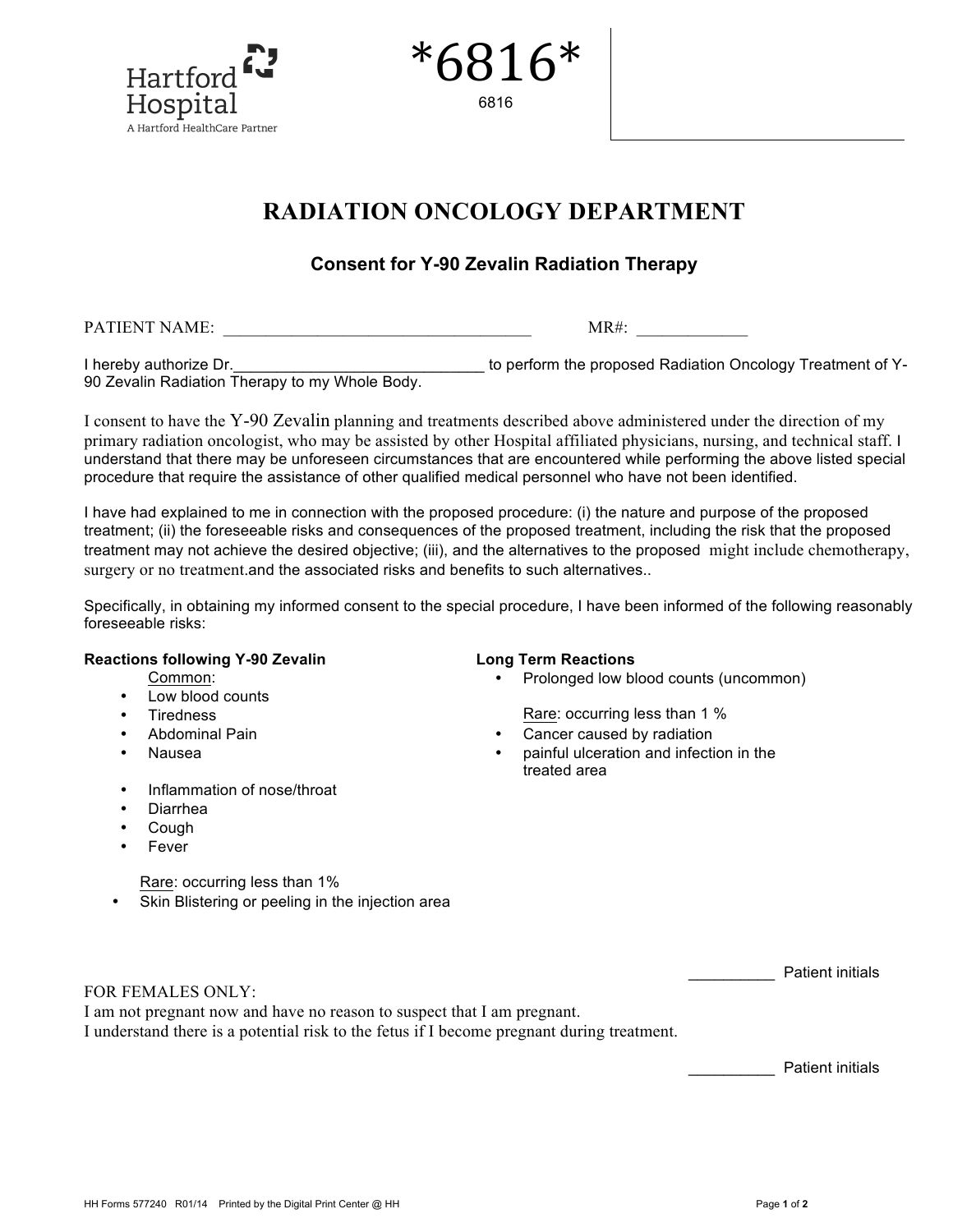Hartford Hospital
A Hartford HealthCare Partner

*6816*
6816

# RADIATION ONCOLOGY DEPARTMENT

## Consent for Y-90 Zevalin Radiation Therapy

PATIENT NAME: ____________________________________ MR#: _____________

I hereby authorize Dr.______________________________ to perform the proposed Radiation Oncology Treatment of Y-90 Zevalin Radiation Therapy to my Whole Body.

I consent to have the Y-90 Zevalin planning and treatments described above administered under the direction of my primary radiation oncologist, who may be assisted by other Hospital affiliated physicians, nursing, and technical staff. I understand that there may be unforeseen circumstances that are encountered while performing the above listed special procedure that require the assistance of other qualified medical personnel who have not been identified.

I have had explained to me in connection with the proposed procedure: (i) the nature and purpose of the proposed treatment; (ii) the foreseeable risks and consequences of the proposed treatment, including the risk that the proposed treatment may not achieve the desired objective; (iii), and the alternatives to the proposed might include chemotherapy, surgery or no treatment.and the associated risks and benefits to such alternatives..

Specifically, in obtaining my informed consent to the special procedure, I have been informed of the following reasonably foreseeable risks:

**Reactions following Y-90 Zevalin**

Common:

- Low blood counts
- Tiredness
- Abdominal Pain
- Nausea
- Inflammation of nose/throat
- Diarrhea
- Cough
- Fever

Rare: occurring less than 1%

- Skin Blistering or peeling in the injection area

**Long Term Reactions**

- Prolonged low blood counts (uncommon)

Rare: occurring less than 1 %

- Cancer caused by radiation
- painful ulceration and infection in the treated area

__________ Patient initials

FOR FEMALES ONLY:
I am not pregnant now and have no reason to suspect that I am pregnant.
I understand there is a potential risk to the fetus if I become pregnant during treatment.

__________ Patient initials

HH Forms 577240 R01/14 Printed by the Digital Print Center @ HH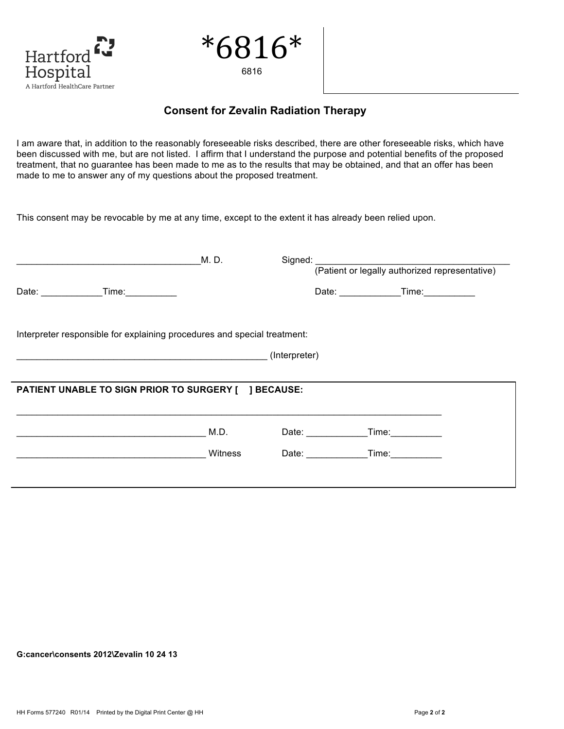Hartford Hospital
A Hartford HealthCare Partner

*6816*

6816

## Consent for Zevalin Radiation Therapy

I am aware that, in addition to the reasonably foreseeable risks described, there are other foreseeable risks, which have been discussed with me, but are not listed. I affirm that I understand the purpose and potential benefits of the proposed treatment, that no guarantee has been made to me as to the results that may be obtained, and that an offer has been made to me to answer any of my questions about the proposed treatment.

This consent may be revocable by me at any time, except to the extent it has already been relied upon.

____________________________________M. D.        Signed: ______________________________________
(Patient or legally authorized representative)

Date: ____________Time:__________        Date: ____________Time:__________

Interpreter responsible for explaining procedures and special treatment:

__________________________________________________ (Interpreter)

**PATIENT UNABLE TO SIGN PRIOR TO SURGERY [ ] BECAUSE:**

____________________________________________________________________________________

_____________________________________ M.D.        Date: ____________Time:__________

_____________________________________ Witness        Date: ____________Time:__________

**G:cancer\consents 2012\Zevalin 10 24 13**

HH Forms 577240 R01/14 Printed by the Digital Print Center @ HH